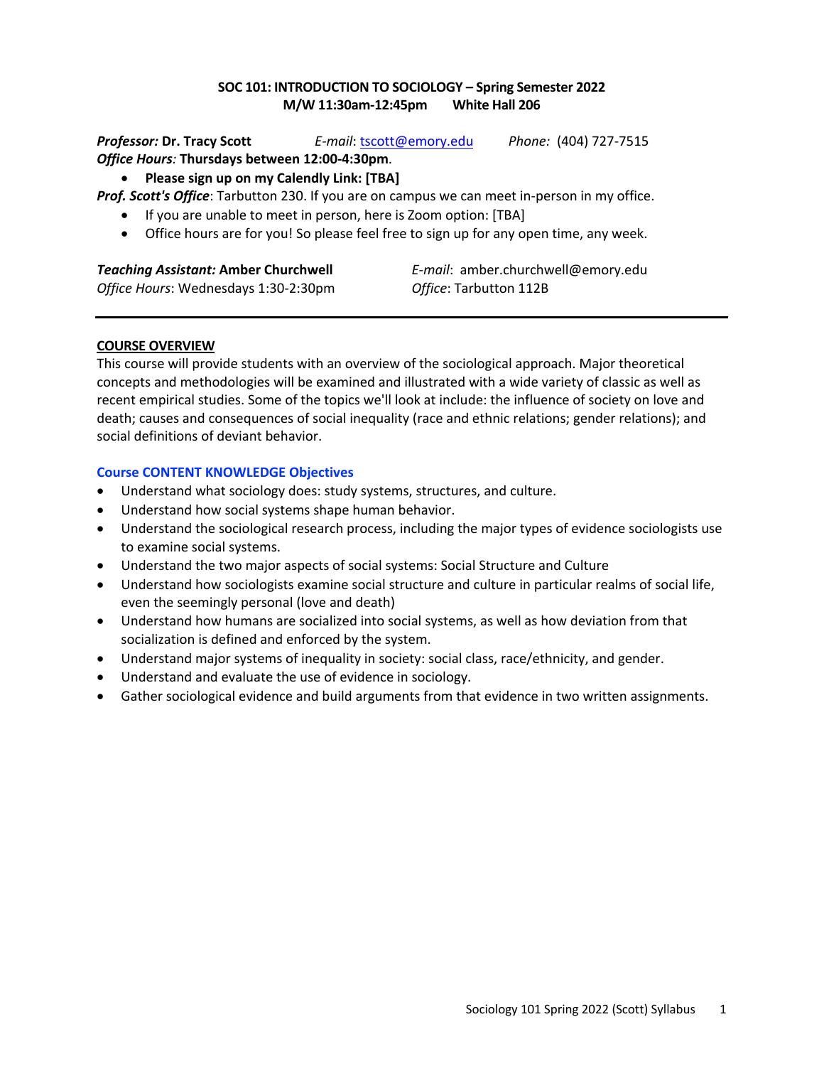**SOC 101: INTRODUCTION TO SOCIOLOGY – Spring Semester 2022**
**M/W 11:30am-12:45pm White Hall 206**

***Professor:*** **Dr. Tracy Scott** *E-mail*: tscott@emory.edu *Phone:* (404) 727-7515
***Office Hours*:** **Thursdays between 12:00-4:30pm**.

- **Please sign up on my Calendly Link: [TBA]**

***Prof. Scott's Office***: Tarbutton 230. If you are on campus we can meet in-person in my office.

- If you are unable to meet in person, here is Zoom option: [TBA]
- Office hours are for you! So please feel free to sign up for any open time, any week.

***Teaching Assistant:*** **Amber Churchwell** *E-mail*: amber.churchwell@emory.edu
*Office Hours*: Wednesdays 1:30-2:30pm *Office*: Tarbutton 112B

---

## COURSE OVERVIEW

This course will provide students with an overview of the sociological approach. Major theoretical concepts and methodologies will be examined and illustrated with a wide variety of classic as well as recent empirical studies. Some of the topics we'll look at include: the influence of society on love and death; causes and consequences of social inequality (race and ethnic relations; gender relations); and social definitions of deviant behavior.

### Course CONTENT KNOWLEDGE Objectives

- Understand what sociology does: study systems, structures, and culture.
- Understand how social systems shape human behavior.
- Understand the sociological research process, including the major types of evidence sociologists use to examine social systems.
- Understand the two major aspects of social systems: Social Structure and Culture
- Understand how sociologists examine social structure and culture in particular realms of social life, even the seemingly personal (love and death)
- Understand how humans are socialized into social systems, as well as how deviation from that socialization is defined and enforced by the system.
- Understand major systems of inequality in society: social class, race/ethnicity, and gender.
- Understand and evaluate the use of evidence in sociology.
- Gather sociological evidence and build arguments from that evidence in two written assignments.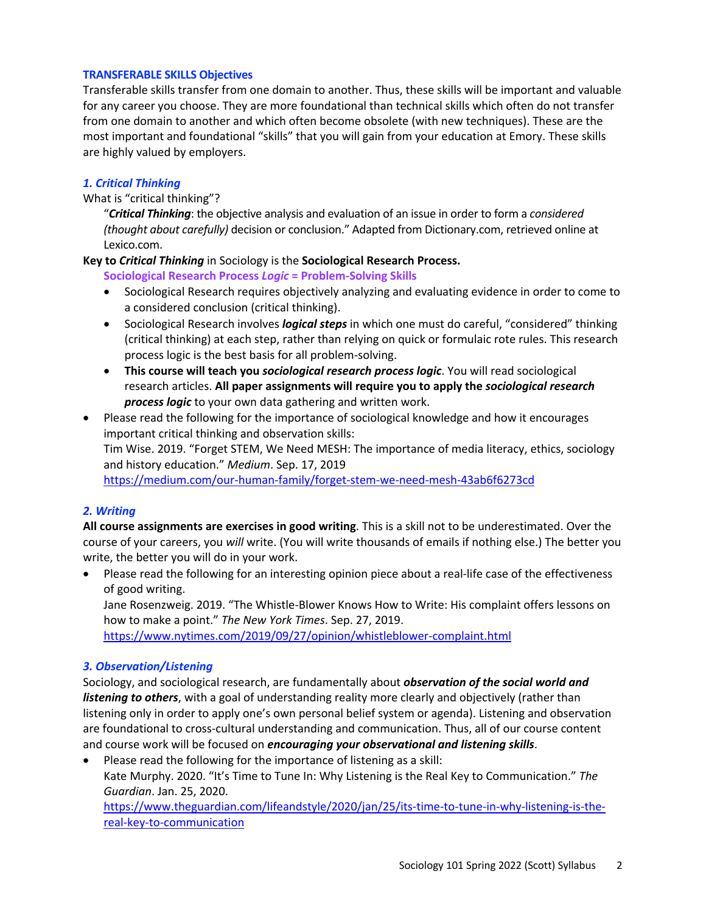## TRANSFERABLE SKILLS Objectives

Transferable skills transfer from one domain to another. Thus, these skills will be important and valuable for any career you choose. They are more foundational than technical skills which often do not transfer from one domain to another and which often become obsolete (with new techniques). These are the most important and foundational "skills" that you will gain from your education at Emory. These skills are highly valued by employers.

### *1. Critical Thinking*

What is "critical thinking"?

> "***Critical Thinking***: the objective analysis and evaluation of an issue in order to form a *considered (thought about carefully)* decision or conclusion." Adapted from Dictionary.com, retrieved online at Lexico.com.

**Key to *Critical Thinking* in Sociology is the Sociological Research Process.**

**Sociological Research Process *Logic* = Problem-Solving Skills**

- Sociological Research requires objectively analyzing and evaluating evidence in order to come to a considered conclusion (critical thinking).
- Sociological Research involves ***logical steps*** in which one must do careful, "considered" thinking (critical thinking) at each step, rather than relying on quick or formulaic rote rules. This research process logic is the best basis for all problem-solving.
- **This course will teach you *sociological research process logic***. You will read sociological research articles. **All paper assignments will require you to apply the *sociological research process logic*** to your own data gathering and written work.

- Please read the following for the importance of sociological knowledge and how it encourages important critical thinking and observation skills:
  Tim Wise. 2019. "Forget STEM, We Need MESH: The importance of media literacy, ethics, sociology and history education." *Medium*. Sep. 17, 2019
  https://medium.com/our-human-family/forget-stem-we-need-mesh-43ab6f6273cd

### *2. Writing*

**All course assignments are exercises in good writing**. This is a skill not to be underestimated. Over the course of your careers, you *will* write. (You will write thousands of emails if nothing else.) The better you write, the better you will do in your work.

- Please read the following for an interesting opinion piece about a real-life case of the effectiveness of good writing.
  Jane Rosenzweig. 2019. "The Whistle-Blower Knows How to Write: His complaint offers lessons on how to make a point." *The New York Times*. Sep. 27, 2019.
  https://www.nytimes.com/2019/09/27/opinion/whistleblower-complaint.html

### *3. Observation/Listening*

Sociology, and sociological research, are fundamentally about ***observation of the social world and listening to others***, with a goal of understanding reality more clearly and objectively (rather than listening only in order to apply one's own personal belief system or agenda). Listening and observation are foundational to cross-cultural understanding and communication. Thus, all of our course content and course work will be focused on ***encouraging your observational and listening skills***.

- Please read the following for the importance of listening as a skill:
  Kate Murphy. 2020. "It's Time to Tune In: Why Listening is the Real Key to Communication." *The Guardian*. Jan. 25, 2020.
  https://www.theguardian.com/lifeandstyle/2020/jan/25/its-time-to-tune-in-why-listening-is-the-real-key-to-communication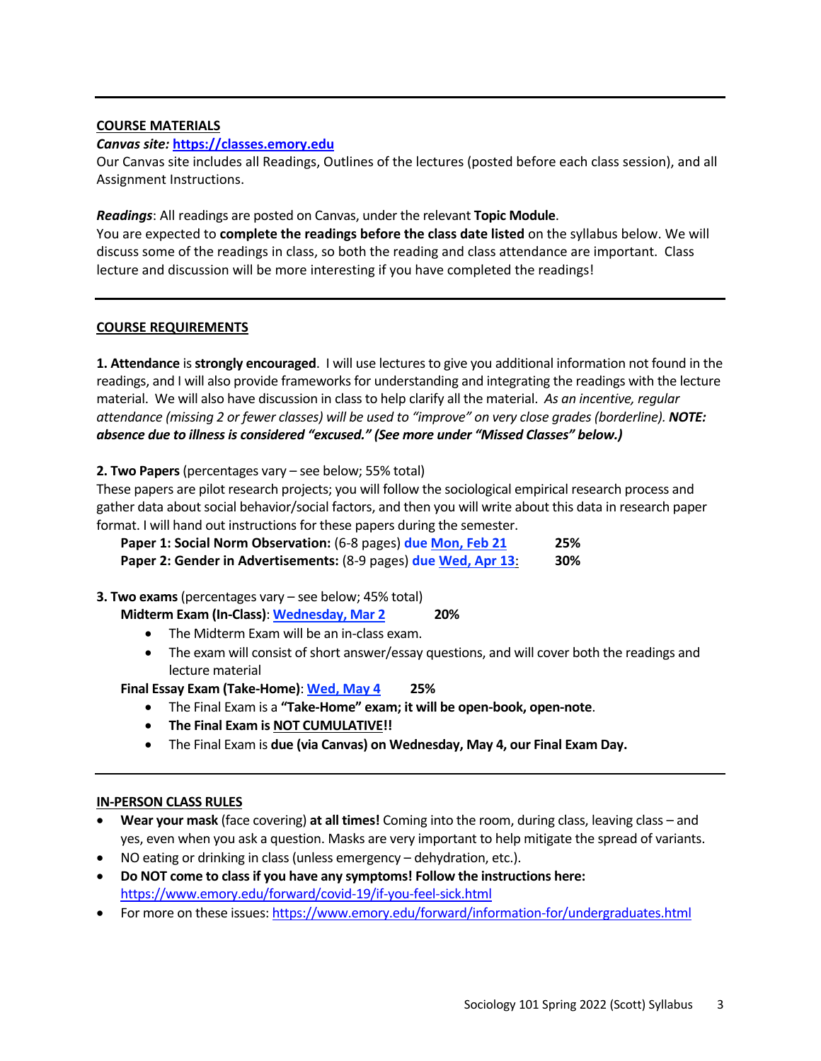## COURSE MATERIALS

***Canvas site:* [https://classes.emory.edu](https://classes.emory.edu)**

Our Canvas site includes all Readings, Outlines of the lectures (posted before each class session), and all Assignment Instructions.

***Readings***: All readings are posted on Canvas, under the relevant **Topic Module**.

You are expected to **complete the readings before the class date listed** on the syllabus below. We will discuss some of the readings in class, so both the reading and class attendance are important. Class lecture and discussion will be more interesting if you have completed the readings!

---

## COURSE REQUIREMENTS

**1. Attendance** is **strongly encouraged**. I will use lectures to give you additional information not found in the readings, and I will also provide frameworks for understanding and integrating the readings with the lecture material. We will also have discussion in class to help clarify all the material. *As an incentive, regular attendance (missing 2 or fewer classes) will be used to "improve" on very close grades (borderline).* ***NOTE: absence due to illness is considered "excused." (See more under "Missed Classes" below.)***

**2. Two Papers** (percentages vary – see below; 55% total)

These papers are pilot research projects; you will follow the sociological empirical research process and gather data about social behavior/social factors, and then you will write about this data in research paper format. I will hand out instructions for these papers during the semester.

**Paper 1: Social Norm Observation:** (6-8 pages) **due Mon, Feb 21** **25%**

**Paper 2: Gender in Advertisements:** (8-9 pages) **due Wed, Apr 13**: **30%**

**3. Two exams** (percentages vary – see below; 45% total)

**Midterm Exam (In-Class)**: **Wednesday, Mar 2** **20%**

- The Midterm Exam will be an in-class exam.
- The exam will consist of short answer/essay questions, and will cover both the readings and lecture material

**Final Essay Exam (Take-Home)**: **Wed, May 4** **25%**

- The Final Exam is a **"Take-Home" exam; it will be open-book, open-note**.
- **The Final Exam is NOT CUMULATIVE!!**
- The Final Exam is **due (via Canvas) on Wednesday, May 4, our Final Exam Day.**

---

## IN-PERSON CLASS RULES

- **Wear your mask** (face covering) **at all times!** Coming into the room, during class, leaving class – and yes, even when you ask a question. Masks are very important to help mitigate the spread of variants.
- NO eating or drinking in class (unless emergency – dehydration, etc.).
- **Do NOT come to class if you have any symptoms! Follow the instructions here:** [https://www.emory.edu/forward/covid-19/if-you-feel-sick.html](https://www.emory.edu/forward/covid-19/if-you-feel-sick.html)
- For more on these issues: [https://www.emory.edu/forward/information-for/undergraduates.html](https://www.emory.edu/forward/information-for/undergraduates.html)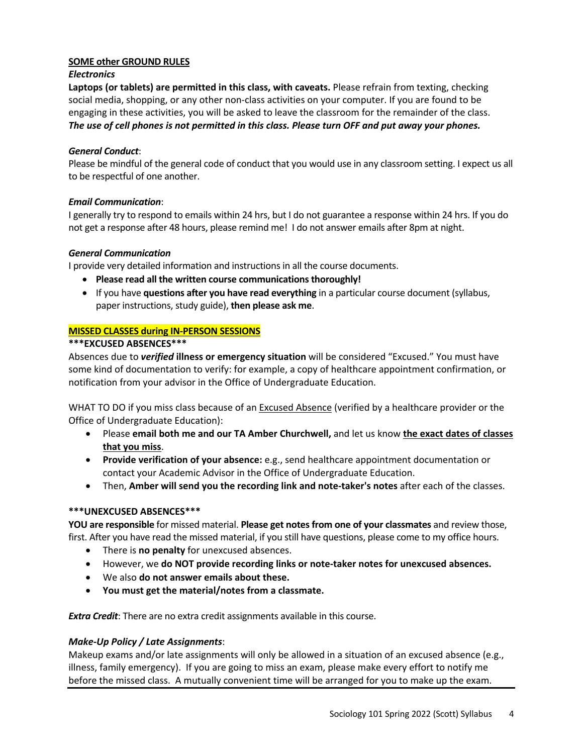## SOME other GROUND RULES

### *Electronics*

**Laptops (or tablets) are permitted in this class, with caveats.** Please refrain from texting, checking social media, shopping, or any other non-class activities on your computer. If you are found to be engaging in these activities, you will be asked to leave the classroom for the remainder of the class. ***The use of cell phones is not permitted in this class. Please turn OFF and put away your phones.***

***General Conduct***:
Please be mindful of the general code of conduct that you would use in any classroom setting. I expect us all to be respectful of one another.

***Email Communication***:
I generally try to respond to emails within 24 hrs, but I do not guarantee a response within 24 hrs. If you do not get a response after 48 hours, please remind me! I do not answer emails after 8pm at night.

***General Communication***
I provide very detailed information and instructions in all the course documents.

- **Please read all the written course communications thoroughly!**
- If you have **questions after you have read everything** in a particular course document (syllabus, paper instructions, study guide), **then please ask me**.

## MISSED CLASSES during IN-PERSON SESSIONS

**\*\*\*EXCUSED ABSENCES\*\*\***

Absences due to ***verified*** **illness or emergency situation** will be considered "Excused." You must have some kind of documentation to verify: for example, a copy of healthcare appointment confirmation, or notification from your advisor in the Office of Undergraduate Education.

WHAT TO DO if you miss class because of an Excused Absence (verified by a healthcare provider or the Office of Undergraduate Education):

- Please **email both me and our TA Amber Churchwell,** and let us know **the exact dates of classes that you miss**.
- **Provide verification of your absence:** e.g., send healthcare appointment documentation or contact your Academic Advisor in the Office of Undergraduate Education.
- Then, **Amber will send you the recording link and note-taker's notes** after each of the classes.

**\*\*\*UNEXCUSED ABSENCES\*\*\***

**YOU are responsible** for missed material. **Please get notes from one of your classmates** and review those, first. After you have read the missed material, if you still have questions, please come to my office hours.

- There is **no penalty** for unexcused absences.
- However, we **do NOT provide recording links or note-taker notes for unexcused absences.**
- We also **do not answer emails about these.**
- **You must get the material/notes from a classmate.**

***Extra Credit***: There are no extra credit assignments available in this course.

***Make-Up Policy / Late Assignments***:
Makeup exams and/or late assignments will only be allowed in a situation of an excused absence (e.g., illness, family emergency). If you are going to miss an exam, please make every effort to notify me before the missed class. A mutually convenient time will be arranged for you to make up the exam.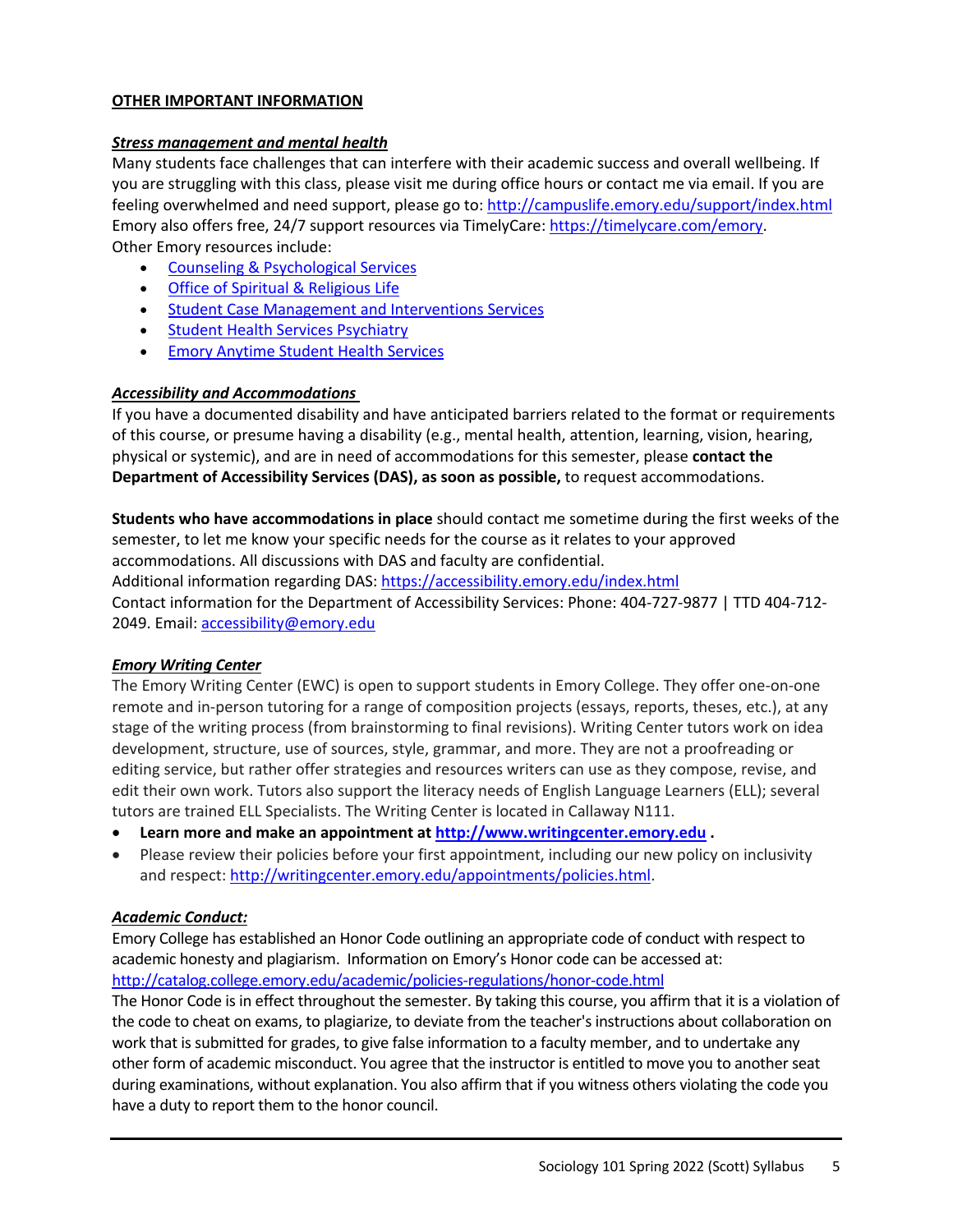## OTHER IMPORTANT INFORMATION

### *Stress management and mental health*

Many students face challenges that can interfere with their academic success and overall wellbeing. If you are struggling with this class, please visit me during office hours or contact me via email. If you are feeling overwhelmed and need support, please go to: http://campuslife.emory.edu/support/index.html Emory also offers free, 24/7 support resources via TimelyCare: https://timelycare.com/emory.
Other Emory resources include:

- Counseling & Psychological Services
- Office of Spiritual & Religious Life
- Student Case Management and Interventions Services
- Student Health Services Psychiatry
- Emory Anytime Student Health Services

### *Accessibility and Accommodations*

If you have a documented disability and have anticipated barriers related to the format or requirements of this course, or presume having a disability (e.g., mental health, attention, learning, vision, hearing, physical or systemic), and are in need of accommodations for this semester, please **contact the Department of Accessibility Services (DAS), as soon as possible,** to request accommodations.

**Students who have accommodations in place** should contact me sometime during the first weeks of the semester, to let me know your specific needs for the course as it relates to your approved accommodations. All discussions with DAS and faculty are confidential.
Additional information regarding DAS: https://accessibility.emory.edu/index.html
Contact information for the Department of Accessibility Services: Phone: 404-727-9877 | TTD 404-712-2049. Email: accessibility@emory.edu

### *Emory Writing Center*

The Emory Writing Center (EWC) is open to support students in Emory College. They offer one-on-one remote and in-person tutoring for a range of composition projects (essays, reports, theses, etc.), at any stage of the writing process (from brainstorming to final revisions). Writing Center tutors work on idea development, structure, use of sources, style, grammar, and more. They are not a proofreading or editing service, but rather offer strategies and resources writers can use as they compose, revise, and edit their own work. Tutors also support the literacy needs of English Language Learners (ELL); several tutors are trained ELL Specialists. The Writing Center is located in Callaway N111.

- **Learn more and make an appointment at http://www.writingcenter.emory.edu .**
- Please review their policies before your first appointment, including our new policy on inclusivity and respect: http://writingcenter.emory.edu/appointments/policies.html.

### *Academic Conduct:*

Emory College has established an Honor Code outlining an appropriate code of conduct with respect to academic honesty and plagiarism. Information on Emory's Honor code can be accessed at: http://catalog.college.emory.edu/academic/policies-regulations/honor-code.html
The Honor Code is in effect throughout the semester. By taking this course, you affirm that it is a violation of the code to cheat on exams, to plagiarize, to deviate from the teacher's instructions about collaboration on work that is submitted for grades, to give false information to a faculty member, and to undertake any other form of academic misconduct. You agree that the instructor is entitled to move you to another seat during examinations, without explanation. You also affirm that if you witness others violating the code you have a duty to report them to the honor council.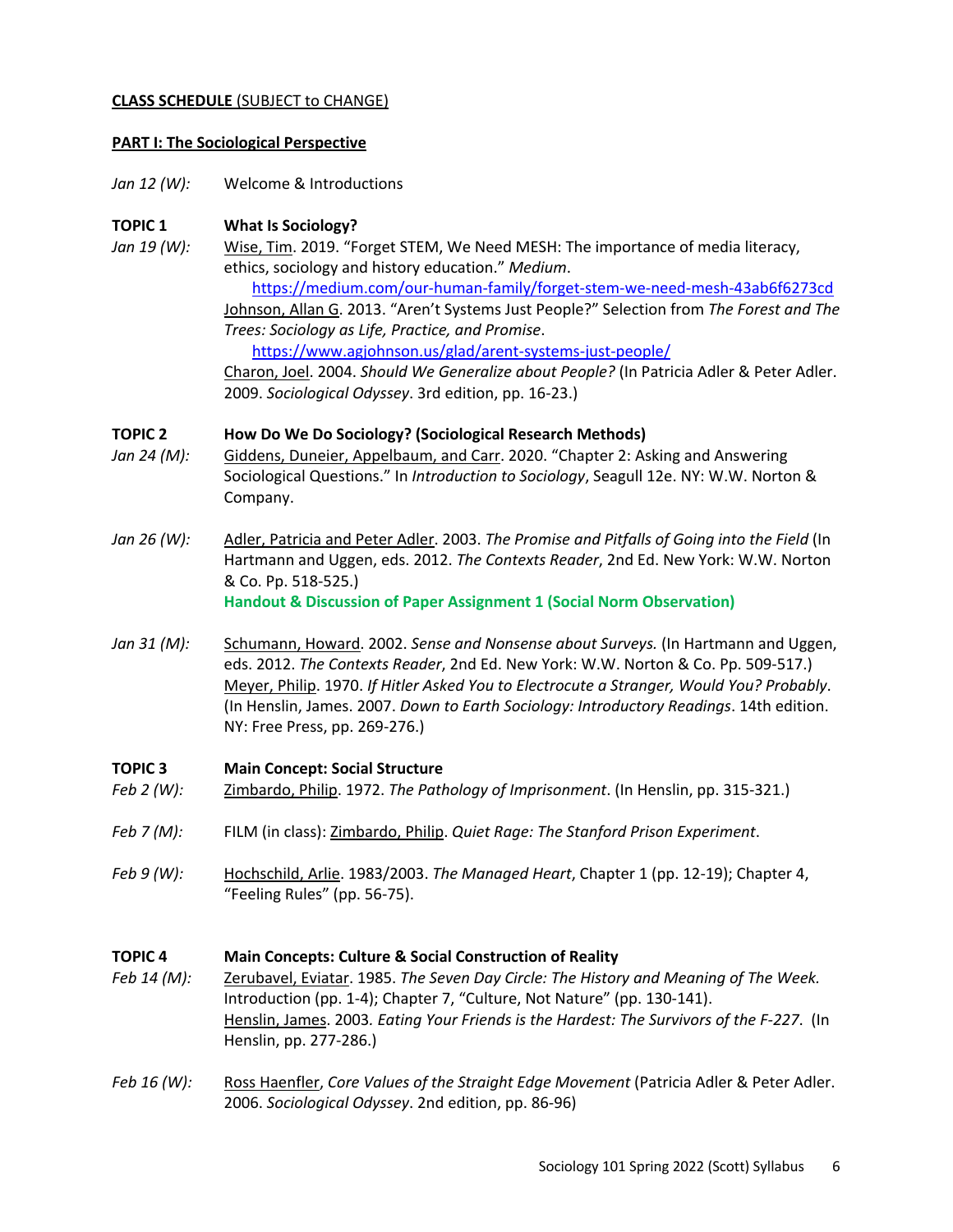**CLASS SCHEDULE** (SUBJECT to CHANGE)

**PART I: The Sociological Perspective**

*Jan 12 (W):* Welcome & Introductions

**TOPIC 1 What Is Sociology?**

*Jan 19 (W):* Wise, Tim. 2019. "Forget STEM, We Need MESH: The importance of media literacy, ethics, sociology and history education." *Medium*.
https://medium.com/our-human-family/forget-stem-we-need-mesh-43ab6f6273cd
Johnson, Allan G. 2013. "Aren't Systems Just People?" Selection from *The Forest and The Trees: Sociology as Life, Practice, and Promise*.
https://www.agjohnson.us/glad/arent-systems-just-people/
Charon, Joel. 2004. *Should We Generalize about People?* (In Patricia Adler & Peter Adler. 2009. *Sociological Odyssey*. 3rd edition, pp. 16-23.)

**TOPIC 2 How Do We Do Sociology? (Sociological Research Methods)**

*Jan 24 (M):* Giddens, Duneier, Appelbaum, and Carr. 2020. "Chapter 2: Asking and Answering Sociological Questions." In *Introduction to Sociology*, Seagull 12e. NY: W.W. Norton & Company.

*Jan 26 (W):* Adler, Patricia and Peter Adler. 2003. *The Promise and Pitfalls of Going into the Field* (In Hartmann and Uggen, eds. 2012. *The Contexts Reader*, 2nd Ed. New York: W.W. Norton & Co. Pp. 518-525.)
**Handout & Discussion of Paper Assignment 1 (Social Norm Observation)**

*Jan 31 (M):* Schumann, Howard. 2002. *Sense and Nonsense about Surveys.* (In Hartmann and Uggen, eds. 2012. *The Contexts Reader*, 2nd Ed. New York: W.W. Norton & Co. Pp. 509-517.)
Meyer, Philip. 1970. *If Hitler Asked You to Electrocute a Stranger, Would You? Probably*. (In Henslin, James. 2007. *Down to Earth Sociology: Introductory Readings*. 14th edition. NY: Free Press, pp. 269-276.)

**TOPIC 3 Main Concept: Social Structure**

*Feb 2 (W):* Zimbardo, Philip. 1972. *The Pathology of Imprisonment*. (In Henslin, pp. 315-321.)

*Feb 7 (M):* FILM (in class): Zimbardo, Philip. *Quiet Rage: The Stanford Prison Experiment*.

*Feb 9 (W):* Hochschild, Arlie. 1983/2003. *The Managed Heart*, Chapter 1 (pp. 12-19); Chapter 4, "Feeling Rules" (pp. 56-75).

**TOPIC 4 Main Concepts: Culture & Social Construction of Reality**

*Feb 14 (M):* Zerubavel, Eviatar. 1985. *The Seven Day Circle: The History and Meaning of The Week.* Introduction (pp. 1-4); Chapter 7, "Culture, Not Nature" (pp. 130-141).
Henslin, James. 2003. *Eating Your Friends is the Hardest: The Survivors of the F-227.* (In Henslin, pp. 277-286.)

*Feb 16 (W):* Ross Haenfler, *Core Values of the Straight Edge Movement* (Patricia Adler & Peter Adler. 2006. *Sociological Odyssey*. 2nd edition, pp. 86-96)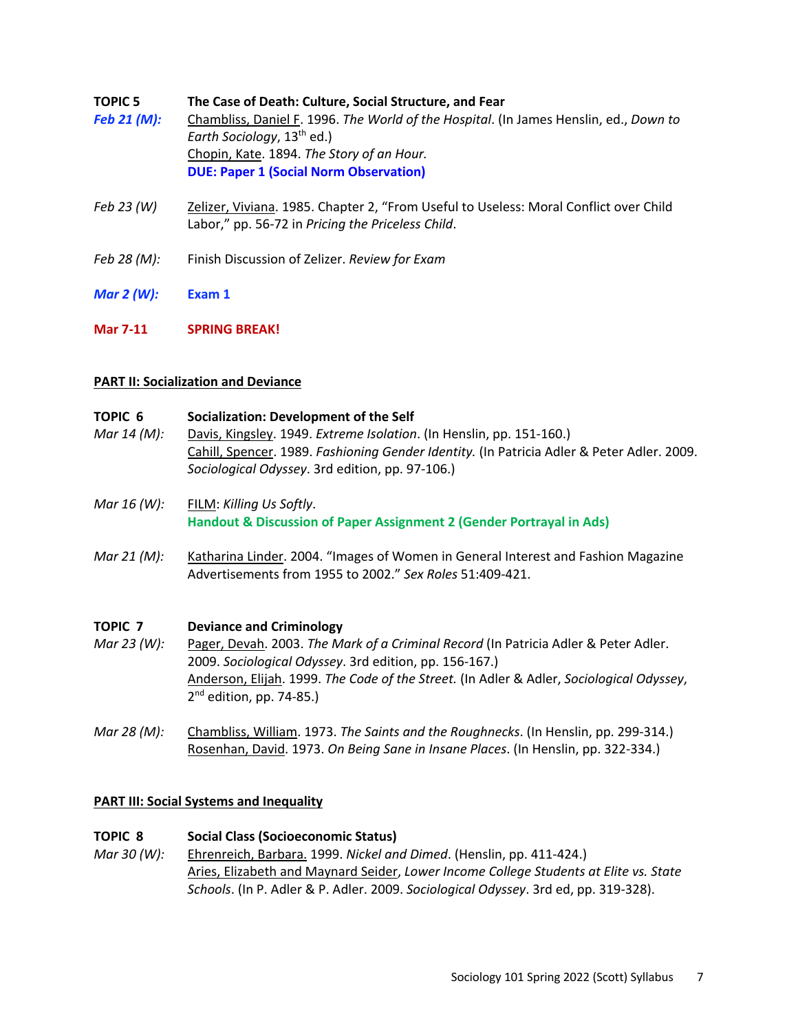**TOPIC 5** **The Case of Death: Culture, Social Structure, and Fear**

***Feb 21 (M):*** Chambliss, Daniel F. 1996. *The World of the Hospital*. (In James Henslin, ed., *Down to Earth Sociology*, 13th ed.)
Chopin, Kate. 1894. *The Story of an Hour.*
**DUE: Paper 1 (Social Norm Observation)**

*Feb 23 (W)* Zelizer, Viviana. 1985. Chapter 2, "From Useful to Useless: Moral Conflict over Child Labor," pp. 56-72 in *Pricing the Priceless Child*.

*Feb 28 (M):* Finish Discussion of Zelizer. *Review for Exam*

***Mar 2 (W):*** **Exam 1**

**Mar 7-11** **SPRING BREAK!**

## PART II: Socialization and Deviance

**TOPIC 6** **Socialization: Development of the Self**

*Mar 14 (M):* Davis, Kingsley. 1949. *Extreme Isolation*. (In Henslin, pp. 151-160.)
Cahill, Spencer. 1989. *Fashioning Gender Identity.* (In Patricia Adler & Peter Adler. 2009. *Sociological Odyssey*. 3rd edition, pp. 97-106.)

*Mar 16 (W):* FILM: *Killing Us Softly*.
**Handout & Discussion of Paper Assignment 2 (Gender Portrayal in Ads)**

*Mar 21 (M):* Katharina Linder. 2004. "Images of Women in General Interest and Fashion Magazine Advertisements from 1955 to 2002." *Sex Roles* 51:409-421.

**TOPIC 7** **Deviance and Criminology**

*Mar 23 (W):* Pager, Devah. 2003. *The Mark of a Criminal Record* (In Patricia Adler & Peter Adler. 2009. *Sociological Odyssey*. 3rd edition, pp. 156-167.)
Anderson, Elijah. 1999. *The Code of the Street.* (In Adler & Adler, *Sociological Odyssey*, 2nd edition, pp. 74-85.)

*Mar 28 (M):* Chambliss, William. 1973. *The Saints and the Roughnecks*. (In Henslin, pp. 299-314.)
Rosenhan, David. 1973. *On Being Sane in Insane Places*. (In Henslin, pp. 322-334.)

## PART III: Social Systems and Inequality

**TOPIC 8** **Social Class (Socioeconomic Status)**

*Mar 30 (W):* Ehrenreich, Barbara. 1999. *Nickel and Dimed*. (Henslin, pp. 411-424.)
Aries, Elizabeth and Maynard Seider, *Lower Income College Students at Elite vs. State Schools*. (In P. Adler & P. Adler. 2009. *Sociological Odyssey*. 3rd ed, pp. 319-328).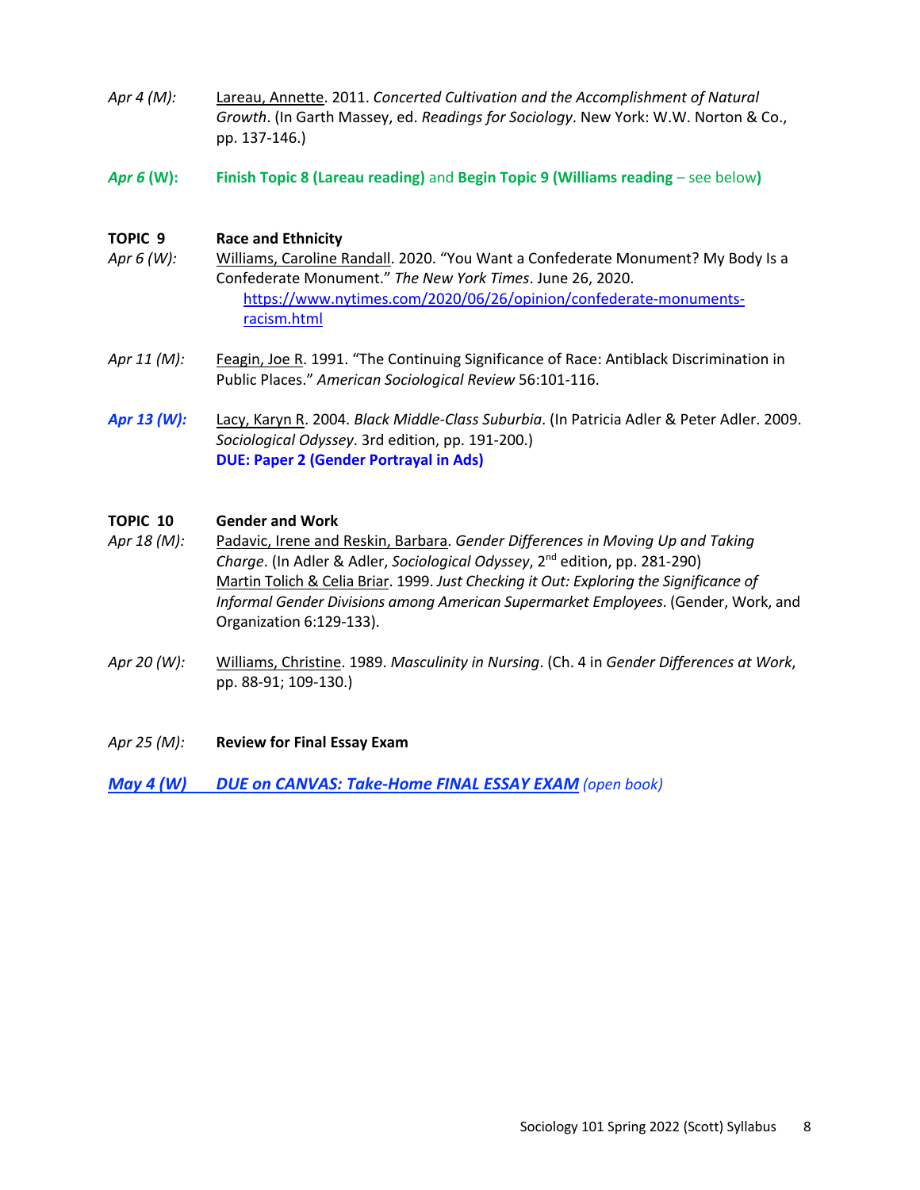*Apr 4 (M):* Lareau, Annette. 2011. *Concerted Cultivation and the Accomplishment of Natural Growth*. (In Garth Massey, ed. *Readings for Sociology*. New York: W.W. Norton & Co., pp. 137-146.)

***Apr 6* (W):** **Finish Topic 8 (Lareau reading)** and **Begin Topic 9 (Williams reading** – see below**)**

**TOPIC 9 Race and Ethnicity**

*Apr 6 (W):* Williams, Caroline Randall. 2020. "You Want a Confederate Monument? My Body Is a Confederate Monument." *The New York Times*. June 26, 2020. https://www.nytimes.com/2020/06/26/opinion/confederate-monuments-racism.html

*Apr 11 (M):* Feagin, Joe R. 1991. "The Continuing Significance of Race: Antiblack Discrimination in Public Places." *American Sociological Review* 56:101-116.

***Apr 13 (W):*** Lacy, Karyn R. 2004. *Black Middle-Class Suburbia*. (In Patricia Adler & Peter Adler. 2009. *Sociological Odyssey*. 3rd edition, pp. 191-200.)
**DUE: Paper 2 (Gender Portrayal in Ads)**

**TOPIC 10 Gender and Work**

*Apr 18 (M):* Padavic, Irene and Reskin, Barbara. *Gender Differences in Moving Up and Taking Charge*. (In Adler & Adler, *Sociological Odyssey*, 2nd edition, pp. 281-290)
Martin Tolich & Celia Briar. 1999. *Just Checking it Out: Exploring the Significance of Informal Gender Divisions among American Supermarket Employees*. (Gender, Work, and Organization 6:129-133).

*Apr 20 (W):* Williams, Christine. 1989. *Masculinity in Nursing*. (Ch. 4 in *Gender Differences at Work*, pp. 88-91; 109-130.)

*Apr 25 (M):* **Review for Final Essay Exam**

***May 4 (W) DUE on CANVAS: Take-Home FINAL ESSAY EXAM*** *(open book)*